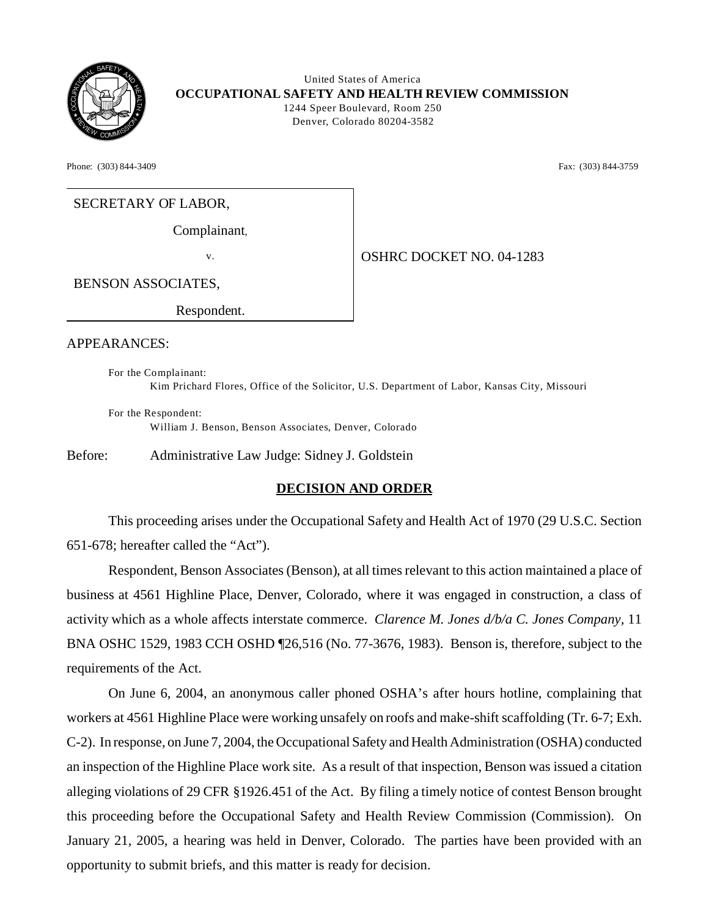United States of America
**OCCUPATIONAL SAFETY AND HEALTH REVIEW COMMISSION**
1244 Speer Boulevard, Room 250
Denver, Colorado 80204-3582

Phone: (303) 844-3409 Fax: (303) 844-3759

| | |
|---|---|
| SECRETARY OF LABOR,<br>Complainant,<br>v.<br>BENSON ASSOCIATES,<br>Respondent. | OSHRC DOCKET NO. 04-1283 |

APPEARANCES:

For the Complainant:
Kim Prichard Flores, Office of the Solicitor, U.S. Department of Labor, Kansas City, Missouri

For the Respondent:
William J. Benson, Benson Associates, Denver, Colorado

Before: Administrative Law Judge: Sidney J. Goldstein

## DECISION AND ORDER

This proceeding arises under the Occupational Safety and Health Act of 1970 (29 U.S.C. Section 651-678; hereafter called the "Act").

Respondent, Benson Associates (Benson), at all times relevant to this action maintained a place of business at 4561 Highline Place, Denver, Colorado, where it was engaged in construction, a class of activity which as a whole affects interstate commerce. *Clarence M. Jones d/b/a C. Jones Company*, 11 BNA OSHC 1529, 1983 CCH OSHD ¶26,516 (No. 77-3676, 1983). Benson is, therefore, subject to the requirements of the Act.

On June 6, 2004, an anonymous caller phoned OSHA's after hours hotline, complaining that workers at 4561 Highline Place were working unsafely on roofs and make-shift scaffolding (Tr. 6-7; Exh. C-2). In response, on June 7, 2004, the Occupational Safety and Health Administration (OSHA) conducted an inspection of the Highline Place work site. As a result of that inspection, Benson was issued a citation alleging violations of 29 CFR §1926.451 of the Act. By filing a timely notice of contest Benson brought this proceeding before the Occupational Safety and Health Review Commission (Commission). On January 21, 2005, a hearing was held in Denver, Colorado. The parties have been provided with an opportunity to submit briefs, and this matter is ready for decision.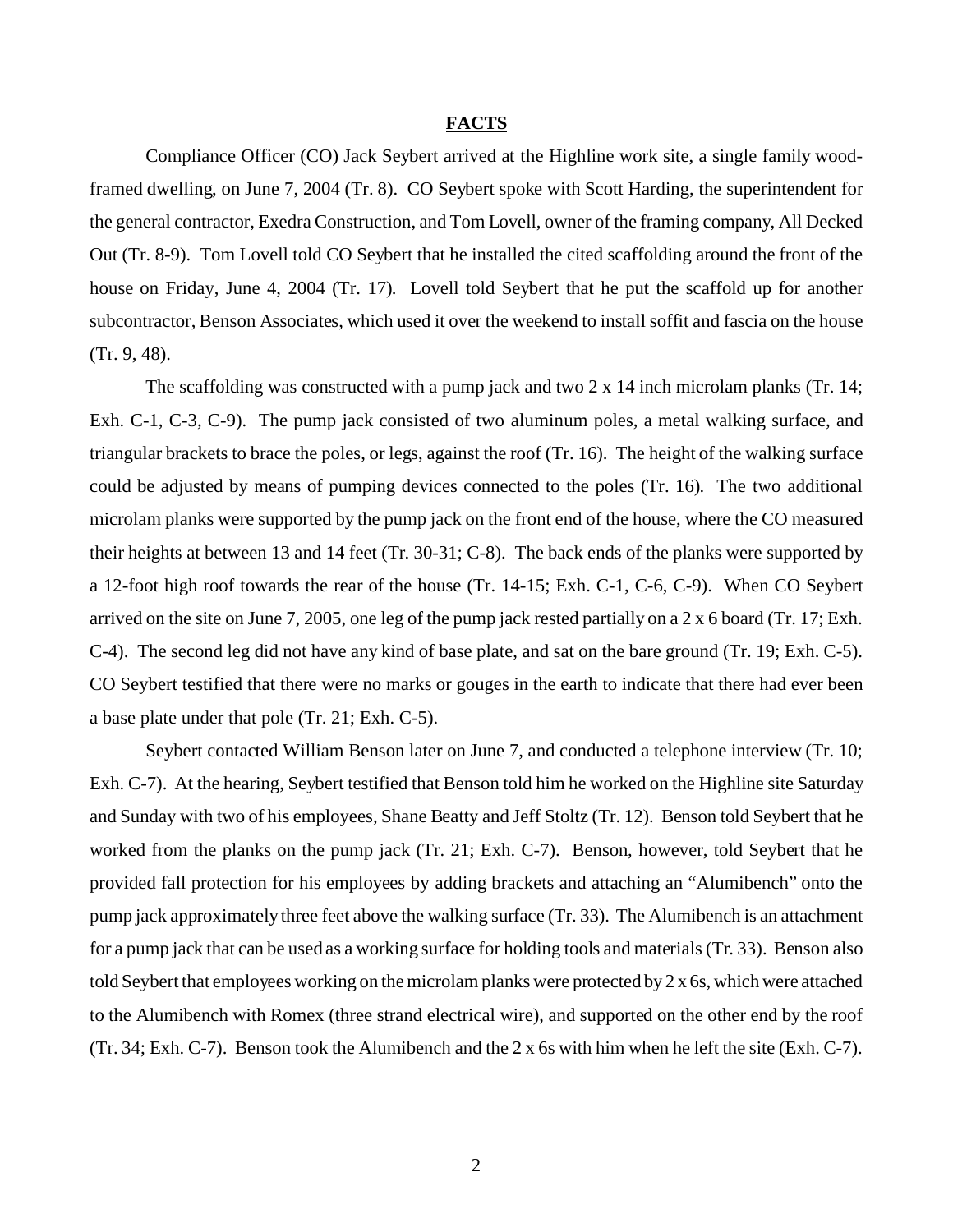## FACTS

Compliance Officer (CO) Jack Seybert arrived at the Highline work site, a single family wood-framed dwelling, on June 7, 2004 (Tr. 8). CO Seybert spoke with Scott Harding, the superintendent for the general contractor, Exedra Construction, and Tom Lovell, owner of the framing company, All Decked Out (Tr. 8-9). Tom Lovell told CO Seybert that he installed the cited scaffolding around the front of the house on Friday, June 4, 2004 (Tr. 17). Lovell told Seybert that he put the scaffold up for another subcontractor, Benson Associates, which used it over the weekend to install soffit and fascia on the house (Tr. 9, 48).

The scaffolding was constructed with a pump jack and two 2 x 14 inch microlam planks (Tr. 14; Exh. C-1, C-3, C-9). The pump jack consisted of two aluminum poles, a metal walking surface, and triangular brackets to brace the poles, or legs, against the roof (Tr. 16). The height of the walking surface could be adjusted by means of pumping devices connected to the poles (Tr. 16). The two additional microlam planks were supported by the pump jack on the front end of the house, where the CO measured their heights at between 13 and 14 feet (Tr. 30-31; C-8). The back ends of the planks were supported by a 12-foot high roof towards the rear of the house (Tr. 14-15; Exh. C-1, C-6, C-9). When CO Seybert arrived on the site on June 7, 2005, one leg of the pump jack rested partially on a 2 x 6 board (Tr. 17; Exh. C-4). The second leg did not have any kind of base plate, and sat on the bare ground (Tr. 19; Exh. C-5). CO Seybert testified that there were no marks or gouges in the earth to indicate that there had ever been a base plate under that pole (Tr. 21; Exh. C-5).

Seybert contacted William Benson later on June 7, and conducted a telephone interview (Tr. 10; Exh. C-7). At the hearing, Seybert testified that Benson told him he worked on the Highline site Saturday and Sunday with two of his employees, Shane Beatty and Jeff Stoltz (Tr. 12). Benson told Seybert that he worked from the planks on the pump jack (Tr. 21; Exh. C-7). Benson, however, told Seybert that he provided fall protection for his employees by adding brackets and attaching an "Alumibench" onto the pump jack approximately three feet above the walking surface (Tr. 33). The Alumibench is an attachment for a pump jack that can be used as a working surface for holding tools and materials (Tr. 33). Benson also told Seybert that employees working on the microlam planks were protected by 2 x 6s, which were attached to the Alumibench with Romex (three strand electrical wire), and supported on the other end by the roof (Tr. 34; Exh. C-7). Benson took the Alumibench and the 2 x 6s with him when he left the site (Exh. C-7).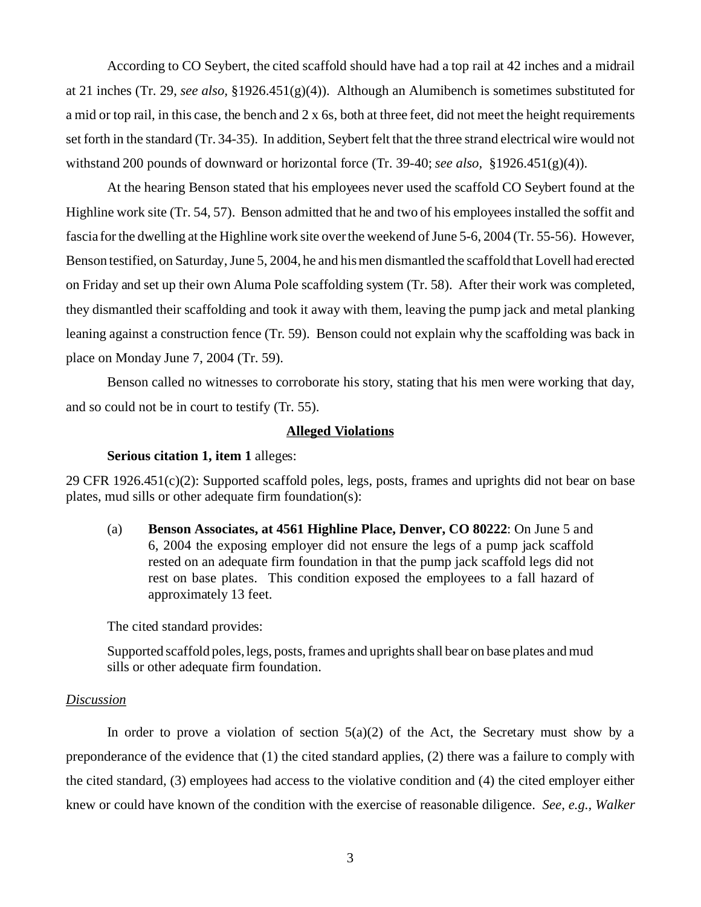According to CO Seybert, the cited scaffold should have had a top rail at 42 inches and a midrail at 21 inches (Tr. 29, *see also,* §1926.451(g)(4)). Although an Alumibench is sometimes substituted for a mid or top rail, in this case, the bench and 2 x 6s, both at three feet, did not meet the height requirements set forth in the standard (Tr. 34-35). In addition, Seybert felt that the three strand electrical wire would not withstand 200 pounds of downward or horizontal force (Tr. 39-40; *see also,* §1926.451(g)(4)).

At the hearing Benson stated that his employees never used the scaffold CO Seybert found at the Highline work site (Tr. 54, 57). Benson admitted that he and two of his employees installed the soffit and fascia for the dwelling at the Highline work site over the weekend of June 5-6, 2004 (Tr. 55-56). However, Benson testified, on Saturday, June 5, 2004, he and his men dismantled the scaffold that Lovell had erected on Friday and set up their own Aluma Pole scaffolding system (Tr. 58). After their work was completed, they dismantled their scaffolding and took it away with them, leaving the pump jack and metal planking leaning against a construction fence (Tr. 59). Benson could not explain why the scaffolding was back in place on Monday June 7, 2004 (Tr. 59).

Benson called no witnesses to corroborate his story, stating that his men were working that day, and so could not be in court to testify (Tr. 55).

## Alleged Violations

**Serious citation 1, item 1** alleges:

29 CFR 1926.451(c)(2): Supported scaffold poles, legs, posts, frames and uprights did not bear on base plates, mud sills or other adequate firm foundation(s):

> (a) **Benson Associates, at 4561 Highline Place, Denver, CO 80222**: On June 5 and 6, 2004 the exposing employer did not ensure the legs of a pump jack scaffold rested on an adequate firm foundation in that the pump jack scaffold legs did not rest on base plates. This condition exposed the employees to a fall hazard of approximately 13 feet.

The cited standard provides:

> Supported scaffold poles, legs, posts, frames and uprights shall bear on base plates and mud sills or other adequate firm foundation.

*Discussion*

In order to prove a violation of section 5(a)(2) of the Act, the Secretary must show by a preponderance of the evidence that (1) the cited standard applies, (2) there was a failure to comply with the cited standard, (3) employees had access to the violative condition and (4) the cited employer either knew or could have known of the condition with the exercise of reasonable diligence. *See, e.g., Walker*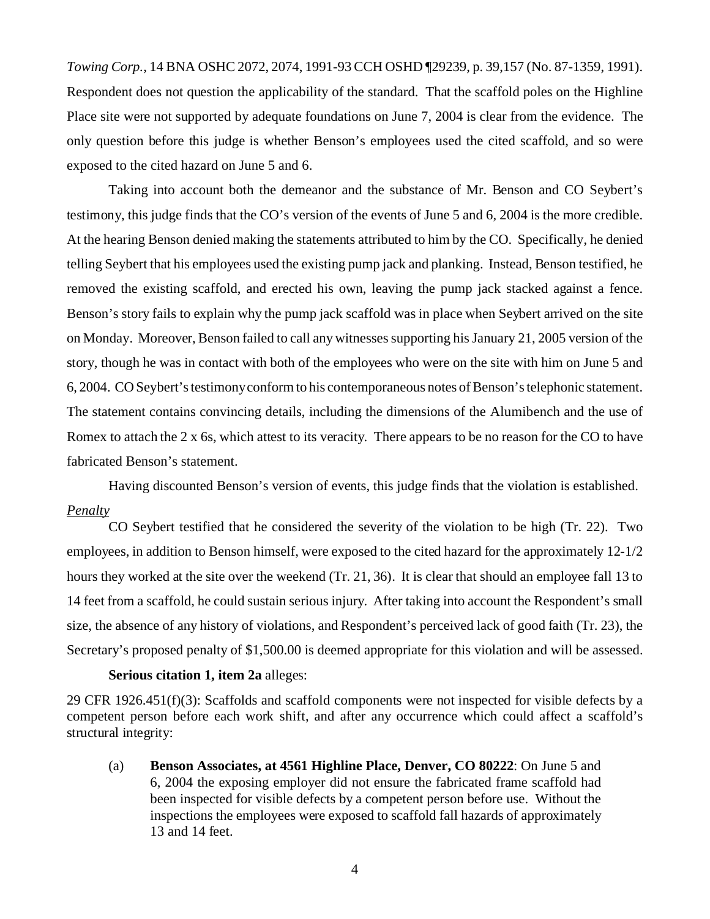*Towing Corp.*, 14 BNA OSHC 2072, 2074, 1991-93 CCH OSHD ¶29239, p. 39,157 (No. 87-1359, 1991). Respondent does not question the applicability of the standard. That the scaffold poles on the Highline Place site were not supported by adequate foundations on June 7, 2004 is clear from the evidence. The only question before this judge is whether Benson's employees used the cited scaffold, and so were exposed to the cited hazard on June 5 and 6.

Taking into account both the demeanor and the substance of Mr. Benson and CO Seybert's testimony, this judge finds that the CO's version of the events of June 5 and 6, 2004 is the more credible. At the hearing Benson denied making the statements attributed to him by the CO. Specifically, he denied telling Seybert that his employees used the existing pump jack and planking. Instead, Benson testified, he removed the existing scaffold, and erected his own, leaving the pump jack stacked against a fence. Benson's story fails to explain why the pump jack scaffold was in place when Seybert arrived on the site on Monday. Moreover, Benson failed to call any witnesses supporting his January 21, 2005 version of the story, though he was in contact with both of the employees who were on the site with him on June 5 and 6, 2004. CO Seybert's testimony conform to his contemporaneous notes of Benson's telephonic statement. The statement contains convincing details, including the dimensions of the Alumibench and the use of Romex to attach the 2 x 6s, which attest to its veracity. There appears to be no reason for the CO to have fabricated Benson's statement.

Having discounted Benson's version of events, this judge finds that the violation is established.

*Penalty*

CO Seybert testified that he considered the severity of the violation to be high (Tr. 22). Two employees, in addition to Benson himself, were exposed to the cited hazard for the approximately 12-1/2 hours they worked at the site over the weekend (Tr. 21, 36). It is clear that should an employee fall 13 to 14 feet from a scaffold, he could sustain serious injury. After taking into account the Respondent's small size, the absence of any history of violations, and Respondent's perceived lack of good faith (Tr. 23), the Secretary's proposed penalty of $1,500.00 is deemed appropriate for this violation and will be assessed.

**Serious citation 1, item 2a** alleges:

29 CFR 1926.451(f)(3): Scaffolds and scaffold components were not inspected for visible defects by a competent person before each work shift, and after any occurrence which could affect a scaffold's structural integrity:

(a) **Benson Associates, at 4561 Highline Place, Denver, CO 80222**: On June 5 and 6, 2004 the exposing employer did not ensure the fabricated frame scaffold had been inspected for visible defects by a competent person before use. Without the inspections the employees were exposed to scaffold fall hazards of approximately 13 and 14 feet.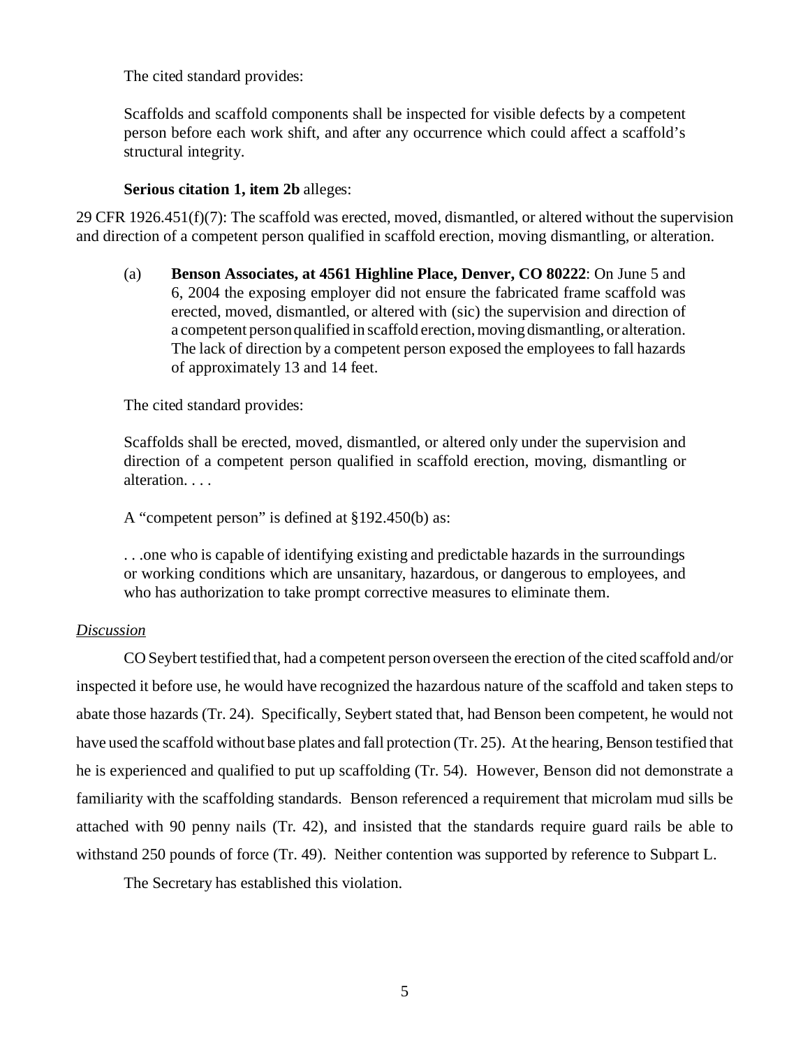The cited standard provides:

> Scaffolds and scaffold components shall be inspected for visible defects by a competent person before each work shift, and after any occurrence which could affect a scaffold's structural integrity.

**Serious citation 1, item 2b** alleges:

29 CFR 1926.451(f)(7): The scaffold was erected, moved, dismantled, or altered without the supervision and direction of a competent person qualified in scaffold erection, moving dismantling, or alteration.

> (a) **Benson Associates, at 4561 Highline Place, Denver, CO 80222**: On June 5 and 6, 2004 the exposing employer did not ensure the fabricated frame scaffold was erected, moved, dismantled, or altered with (sic) the supervision and direction of a competent person qualified in scaffold erection, moving dismantling, or alteration. The lack of direction by a competent person exposed the employees to fall hazards of approximately 13 and 14 feet.

The cited standard provides:

> Scaffolds shall be erected, moved, dismantled, or altered only under the supervision and direction of a competent person qualified in scaffold erection, moving, dismantling or alteration. . . .

A "competent person" is defined at §192.450(b) as:

> . . .one who is capable of identifying existing and predictable hazards in the surroundings or working conditions which are unsanitary, hazardous, or dangerous to employees, and who has authorization to take prompt corrective measures to eliminate them.

*Discussion*

CO Seybert testified that, had a competent person overseen the erection of the cited scaffold and/or inspected it before use, he would have recognized the hazardous nature of the scaffold and taken steps to abate those hazards (Tr. 24). Specifically, Seybert stated that, had Benson been competent, he would not have used the scaffold without base plates and fall protection (Tr. 25). At the hearing, Benson testified that he is experienced and qualified to put up scaffolding (Tr. 54). However, Benson did not demonstrate a familiarity with the scaffolding standards. Benson referenced a requirement that microlam mud sills be attached with 90 penny nails (Tr. 42), and insisted that the standards require guard rails be able to withstand 250 pounds of force (Tr. 49). Neither contention was supported by reference to Subpart L.

The Secretary has established this violation.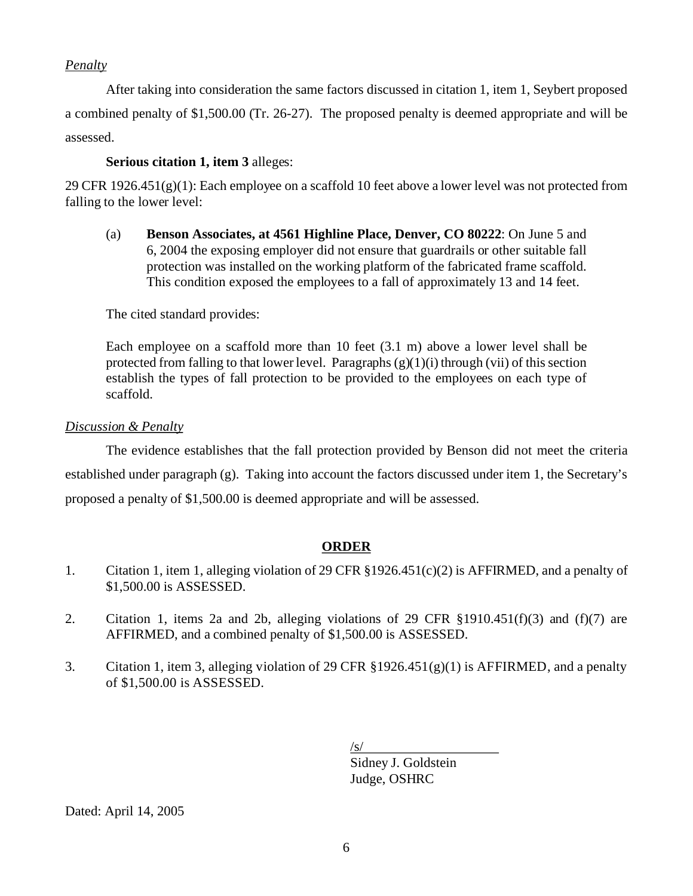*Penalty*

After taking into consideration the same factors discussed in citation 1, item 1, Seybert proposed a combined penalty of $1,500.00 (Tr. 26-27). The proposed penalty is deemed appropriate and will be assessed.

**Serious citation 1, item 3** alleges:

29 CFR 1926.451(g)(1): Each employee on a scaffold 10 feet above a lower level was not protected from falling to the lower level:

> (a) **Benson Associates, at 4561 Highline Place, Denver, CO 80222**: On June 5 and 6, 2004 the exposing employer did not ensure that guardrails or other suitable fall protection was installed on the working platform of the fabricated frame scaffold. This condition exposed the employees to a fall of approximately 13 and 14 feet.

The cited standard provides:

> Each employee on a scaffold more than 10 feet (3.1 m) above a lower level shall be protected from falling to that lower level. Paragraphs (g)(1)(i) through (vii) of this section establish the types of fall protection to be provided to the employees on each type of scaffold.

*Discussion & Penalty*

The evidence establishes that the fall protection provided by Benson did not meet the criteria established under paragraph (g). Taking into account the factors discussed under item 1, the Secretary's proposed a penalty of $1,500.00 is deemed appropriate and will be assessed.

## ORDER

1. Citation 1, item 1, alleging violation of 29 CFR §1926.451(c)(2) is AFFIRMED, and a penalty of $1,500.00 is ASSESSED.

2. Citation 1, items 2a and 2b, alleging violations of 29 CFR §1910.451(f)(3) and (f)(7) are AFFIRMED, and a combined penalty of $1,500.00 is ASSESSED.

3. Citation 1, item 3, alleging violation of 29 CFR §1926.451(g)(1) is AFFIRMED, and a penalty of $1,500.00 is ASSESSED.

/s/
Sidney J. Goldstein
Judge, OSHRC

Dated: April 14, 2005